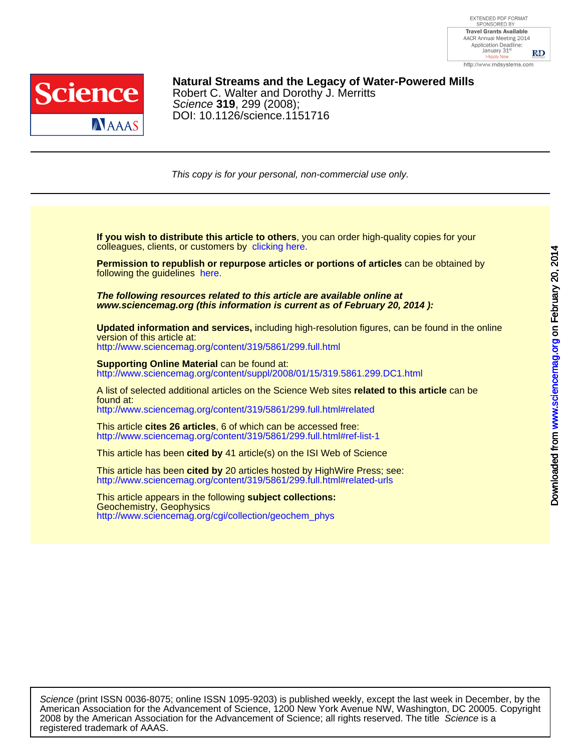# Natural Streams and the Legacy of Water-Powered Mills

Robert C. Walter and Dorothy J. Merritts

*Science* **319**, 299 (2008);

DOI: 10.1126/science.1151716

*This copy is for your personal, non-commercial use only.*

**If you wish to distribute this article to others**, you can order high-quality copies for your colleagues, clients, or customers by clicking here.

**Permission to republish or repurpose articles or portions of articles** can be obtained by following the guidelines here.

***The following resources related to this article are available online at www.sciencemag.org (this information is current as of February 20, 2014 ):***

**Updated information and services,** including high-resolution figures, can be found in the online version of this article at:
http://www.sciencemag.org/content/319/5861/299.full.html

**Supporting Online Material** can be found at:
http://www.sciencemag.org/content/suppl/2008/01/15/319.5861.299.DC1.html

A list of selected additional articles on the Science Web sites **related to this article** can be found at:
http://www.sciencemag.org/content/319/5861/299.full.html#related

This article **cites 26 articles**, 6 of which can be accessed free:
http://www.sciencemag.org/content/319/5861/299.full.html#ref-list-1

This article has been **cited by** 41 article(s) on the ISI Web of Science

This article has been **cited by** 20 articles hosted by HighWire Press; see:
http://www.sciencemag.org/content/319/5861/299.full.html#related-urls

This article appears in the following **subject collections:**
Geochemistry, Geophysics
http://www.sciencemag.org/cgi/collection/geochem_phys

*Science* (print ISSN 0036-8075; online ISSN 1095-9203) is published weekly, except the last week in December, by the American Association for the Advancement of Science, 1200 New York Avenue NW, Washington, DC 20005. Copyright 2008 by the American Association for the Advancement of Science; all rights reserved. The title *Science* is a registered trademark of AAAS.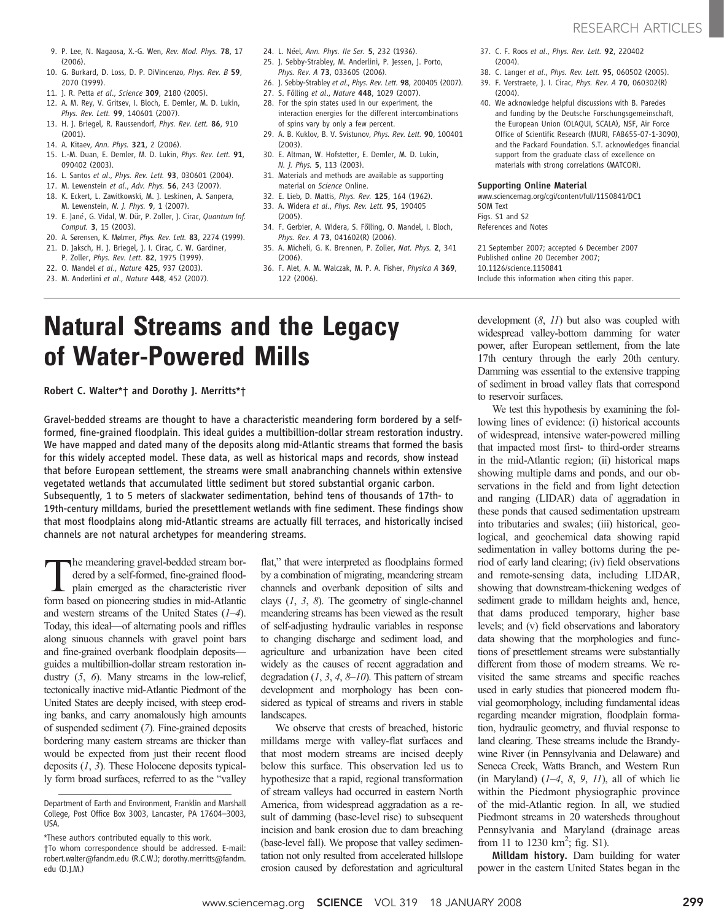9. P. Lee, N. Nagaosa, X.-G. Wen, *Rev. Mod. Phys.* **78**, 17 (2006).
10. G. Burkard, D. Loss, D. P. DiVincenzo, *Phys. Rev. B* **59**, 2070 (1999).
11. J. R. Petta *et al.*, *Science* **309**, 2180 (2005).
12. A. M. Rey, V. Gritsev, I. Bloch, E. Demler, M. D. Lukin, *Phys. Rev. Lett.* **99**, 140601 (2007).
13. H. J. Briegel, R. Raussendorf, *Phys. Rev. Lett.* **86**, 910 (2001).
14. A. Kitaev, *Ann. Phys.* **321**, 2 (2006).
15. L.-M. Duan, E. Demler, M. D. Lukin, *Phys. Rev. Lett.* **91**, 090402 (2003).
16. L. Santos *et al.*, *Phys. Rev. Lett.* **93**, 030601 (2004).
17. M. Lewenstein *et al.*, *Adv. Phys.* **56**, 243 (2007).
18. K. Eckert, L. Zawitkowski, M. J. Leskinen, A. Sanpera, M. Lewenstein, *N. J. Phys.* **9**, 1 (2007).
19. E. Jané, G. Vidal, W. Dür, P. Zoller, J. Cirac, *Quantum Inf. Comput.* **3**, 15 (2003).
20. A. Sørensen, K. Mølmer, *Phys. Rev. Lett.* **83**, 2274 (1999).
21. D. Jaksch, H. J. Briegel, J. I. Cirac, C. W. Gardiner, P. Zoller, *Phys. Rev. Lett.* **82**, 1975 (1999).
22. O. Mandel *et al.*, *Nature* **425**, 937 (2003).
23. M. Anderlini *et al.*, *Nature* **448**, 452 (2007).
24. L. Néel, *Ann. Phys. IIe Ser.* **5**, 232 (1936).
25. J. Sebby-Strabley, M. Anderlini, P. Jessen, J. Porto, *Phys. Rev. A* **73**, 033605 (2006).
26. J. Sebby-Strabley *et al.*, *Phys. Rev. Lett.* **98**, 200405 (2007).
27. S. Fölling *et al.*, *Nature* **448**, 1029 (2007).
28. For the spin states used in our experiment, the interaction energies for the different intercombinations of spins vary by only a few percent.
29. A. B. Kuklov, B. V. Svistunov, *Phys. Rev. Lett.* **90**, 100401 (2003).
30. E. Altman, W. Hofstetter, E. Demler, M. D. Lukin, *N. J. Phys.* **5**, 113 (2003).
31. Materials and methods are available as supporting material on *Science* Online.
32. E. Lieb, D. Mattis, *Phys. Rev.* **125**, 164 (1962).
33. A. Widera *et al.*, *Phys. Rev. Lett.* **95**, 190405 (2005).
34. F. Gerbier, A. Widera, S. Fölling, O. Mandel, I. Bloch, *Phys. Rev. A* **73**, 041602(R) (2006).
35. A. Micheli, G. K. Brennen, P. Zoller, *Nat. Phys.* **2**, 341 (2006).
36. F. Alet, A. M. Walczak, M. P. A. Fisher, *Physica A* **369**, 122 (2006).
37. C. F. Roos *et al.*, *Phys. Rev. Lett.* **92**, 220402 (2004).
38. C. Langer *et al.*, *Phys. Rev. Lett.* **95**, 060502 (2005).
39. F. Verstraete, J. I. Cirac, *Phys. Rev. A* **70**, 060302(R) (2004).
40. We acknowledge helpful discussions with B. Paredes and funding by the Deutsche Forschungsgemeinschaft, the European Union (OLAQUI, SCALA), NSF, Air Force Office of Scientific Research (MURI, FA8655-07-1-3090), and the Packard Foundation. S.T. acknowledges financial support from the graduate class of excellence on materials with strong correlations (MATCOR).

**Supporting Online Material**
www.sciencemag.org/cgi/content/full/1150841/DC1
SOM Text
Figs. S1 and S2
References and Notes

21 September 2007; accepted 6 December 2007
Published online 20 December 2007;
10.1126/science.1150841
Include this information when citing this paper.

# Natural Streams and the Legacy of Water-Powered Mills

**Robert C. Walter*† and Dorothy J. Merritts*†**

Gravel-bedded streams are thought to have a characteristic meandering form bordered by a self-formed, fine-grained floodplain. This ideal guides a multibillion-dollar stream restoration industry. We have mapped and dated many of the deposits along mid-Atlantic streams that formed the basis for this widely accepted model. These data, as well as historical maps and records, show instead that before European settlement, the streams were small anabranching channels within extensive vegetated wetlands that accumulated little sediment but stored substantial organic carbon. Subsequently, 1 to 5 meters of slackwater sedimentation, behind tens of thousands of 17th- to 19th-century milldams, buried the presettlement wetlands with fine sediment. These findings show that most floodplains along mid-Atlantic streams are actually fill terraces, and historically incised channels are not natural archetypes for meandering streams.

The meandering gravel-bedded stream bordered by a self-formed, fine-grained floodplain emerged as the characteristic river form based on pioneering studies in mid-Atlantic and western streams of the United States (*1–4*). Today, this ideal—of alternating pools and riffles along sinuous channels with gravel point bars and fine-grained overbank floodplain deposits—guides a multibillion-dollar stream restoration industry (*5*, *6*). Many streams in the low-relief, tectonically inactive mid-Atlantic Piedmont of the United States are deeply incised, with steep eroding banks, and carry anomalously high amounts of suspended sediment (*7*). Fine-grained deposits bordering many eastern streams are thicker than would be expected from just their recent flood deposits (*1*, *3*). These Holocene deposits typically form broad surfaces, referred to as the "valley flat," that were interpreted as floodplains formed by a combination of migrating, meandering stream channels and overbank deposition of silts and clays (*1*, *3*, *8*). The geometry of single-channel meandering streams has been viewed as the result of self-adjusting hydraulic variables in response to changing discharge and sediment load, and agriculture and urbanization have been cited widely as the causes of recent aggradation and degradation (*1*, *3*, *4*, *8–10*). This pattern of stream development and morphology has been considered as typical of streams and rivers in stable landscapes.

We observe that crests of breached, historic milldams merge with valley-flat surfaces and that most modern streams are incised deeply below this surface. This observation led us to hypothesize that a rapid, regional transformation of stream valleys had occurred in eastern North America, from widespread aggradation as a result of damming (base-level rise) to subsequent incision and bank erosion due to dam breaching (base-level fall). We propose that valley sedimentation not only resulted from accelerated hillslope erosion caused by deforestation and agricultural development (*8*, *11*) but also was coupled with widespread valley-bottom damming for water power, after European settlement, from the late 17th century through the early 20th century. Damming was essential to the extensive trapping of sediment in broad valley flats that correspond to reservoir surfaces.

We test this hypothesis by examining the following lines of evidence: (i) historical accounts of widespread, intensive water-powered milling that impacted most first- to third-order streams in the mid-Atlantic region; (ii) historical maps showing multiple dams and ponds, and our observations in the field and from light detection and ranging (LIDAR) data of aggradation in these ponds that caused sedimentation upstream into tributaries and swales; (iii) historical, geological, and geochemical data showing rapid sedimentation in valley bottoms during the period of early land clearing; (iv) field observations and remote-sensing data, including LIDAR, showing that downstream-thickening wedges of sediment grade to milldam heights and, hence, that dams produced temporary, higher base levels; and (v) field observations and laboratory data showing that the morphologies and functions of presettlement streams were substantially different from those of modern streams. We revisited the same streams and specific reaches used in early studies that pioneered modern fluvial geomorphology, including fundamental ideas regarding meander migration, floodplain formation, hydraulic geometry, and fluvial response to land clearing. These streams include the Brandywine River (in Pennsylvania and Delaware) and Seneca Creek, Watts Branch, and Western Run (in Maryland) (*1–4*, *8*, *9*, *11*), all of which lie within the Piedmont physiographic province of the mid-Atlantic region. In all, we studied Piedmont streams in 20 watersheds throughout Pennsylvania and Maryland (drainage areas from 11 to 1230 km$^2$; fig. S1).

**Milldam history.** Dam building for water power in the eastern United States began in the

Department of Earth and Environment, Franklin and Marshall College, Post Office Box 3003, Lancaster, PA 17604–3003, USA.

*These authors contributed equally to this work.
†To whom correspondence should be addressed. E-mail: robert.walter@fandm.edu (R.C.W.); dorothy.merritts@fandm.edu (D.J.M.)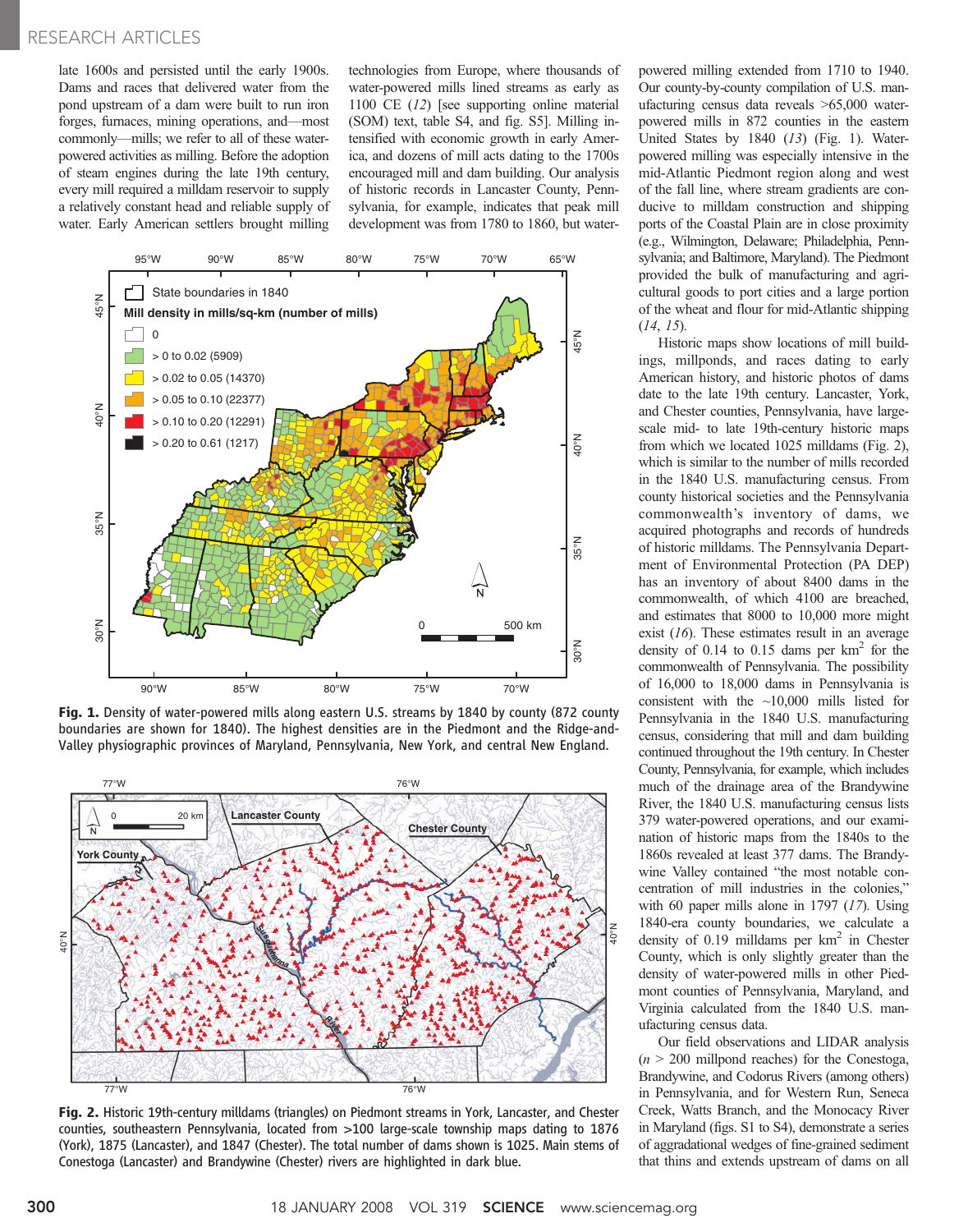late 1600s and persisted until the early 1900s. Dams and races that delivered water from the pond upstream of a dam were built to run iron forges, furnaces, mining operations, and—most commonly—mills; we refer to all of these water-powered activities as milling. Before the adoption of steam engines during the late 19th century, every mill required a milldam reservoir to supply a relatively constant head and reliable supply of water. Early American settlers brought milling technologies from Europe, where thousands of water-powered mills lined streams as early as 1100 CE (*12*) [see supporting online material (SOM) text, table S4, and fig. S5]. Milling intensified with economic growth in early America, and dozens of mill acts dating to the 1700s encouraged mill and dam building. Our analysis of historic records in Lancaster County, Pennsylvania, for example, indicates that peak mill development was from 1780 to 1860, but water-powered milling extended from 1710 to 1940. Our county-by-county compilation of U.S. manufacturing census data reveals >65,000 water-powered mills in 872 counties in the eastern United States by 1840 (*13*) (Fig. 1). Water-powered milling was especially intensive in the mid-Atlantic Piedmont region along and west of the fall line, where stream gradients are conducive to milldam construction and shipping ports of the Coastal Plain are in close proximity (e.g., Wilmington, Delaware; Philadelphia, Pennsylvania; and Baltimore, Maryland). The Piedmont provided the bulk of manufacturing and agricultural goods to port cities and a large portion of the wheat and flour for mid-Atlantic shipping (*14*, *15*).

**Fig. 1.** Density of water-powered mills along eastern U.S. streams by 1840 by county (872 county boundaries are shown for 1840). The highest densities are in the Piedmont and the Ridge-and-Valley physiographic provinces of Maryland, Pennsylvania, New York, and central New England.

**Fig. 2.** Historic 19th-century milldams (triangles) on Piedmont streams in York, Lancaster, and Chester counties, southeastern Pennsylvania, located from >100 large-scale township maps dating to 1876 (York), 1875 (Lancaster), and 1847 (Chester). The total number of dams shown is 1025. Main stems of Conestoga (Lancaster) and Brandywine (Chester) rivers are highlighted in dark blue.

Historic maps show locations of mill buildings, millponds, and races dating to early American history, and historic photos of dams date to the late 19th century. Lancaster, York, and Chester counties, Pennsylvania, have large-scale mid- to late 19th-century historic maps from which we located 1025 milldams (Fig. 2), which is similar to the number of mills recorded in the 1840 U.S. manufacturing census. From county historical societies and the Pennsylvania commonwealth's inventory of dams, we acquired photographs and records of hundreds of historic milldams. The Pennsylvania Department of Environmental Protection (PA DEP) has an inventory of about 8400 dams in the commonwealth, of which 4100 are breached, and estimates that 8000 to 10,000 more might exist (*16*). These estimates result in an average density of 0.14 to 0.15 dams per km$^2$ for the commonwealth of Pennsylvania. The possibility of 16,000 to 18,000 dams in Pennsylvania is consistent with the ~10,000 mills listed for Pennsylvania in the 1840 U.S. manufacturing census, considering that mill and dam building continued throughout the 19th century. In Chester County, Pennsylvania, for example, which includes much of the drainage area of the Brandywine River, the 1840 U.S. manufacturing census lists 379 water-powered operations, and our examination of historic maps from the 1840s to the 1860s revealed at least 377 dams. The Brandywine Valley contained "the most notable concentration of mill industries in the colonies," with 60 paper mills alone in 1797 (*17*). Using 1840-era county boundaries, we calculate a density of 0.19 milldams per km$^2$ in Chester County, which is only slightly greater than the density of water-powered mills in other Piedmont counties of Pennsylvania, Maryland, and Virginia calculated from the 1840 U.S. manufacturing census data.

Our field observations and LIDAR analysis ($n$ > 200 millpond reaches) for the Conestoga, Brandywine, and Codorus Rivers (among others) in Pennsylvania, and for Western Run, Seneca Creek, Watts Branch, and the Monocacy River in Maryland (figs. S1 to S4), demonstrate a series of aggradational wedges of fine-grained sediment that thins and extends upstream of dams on all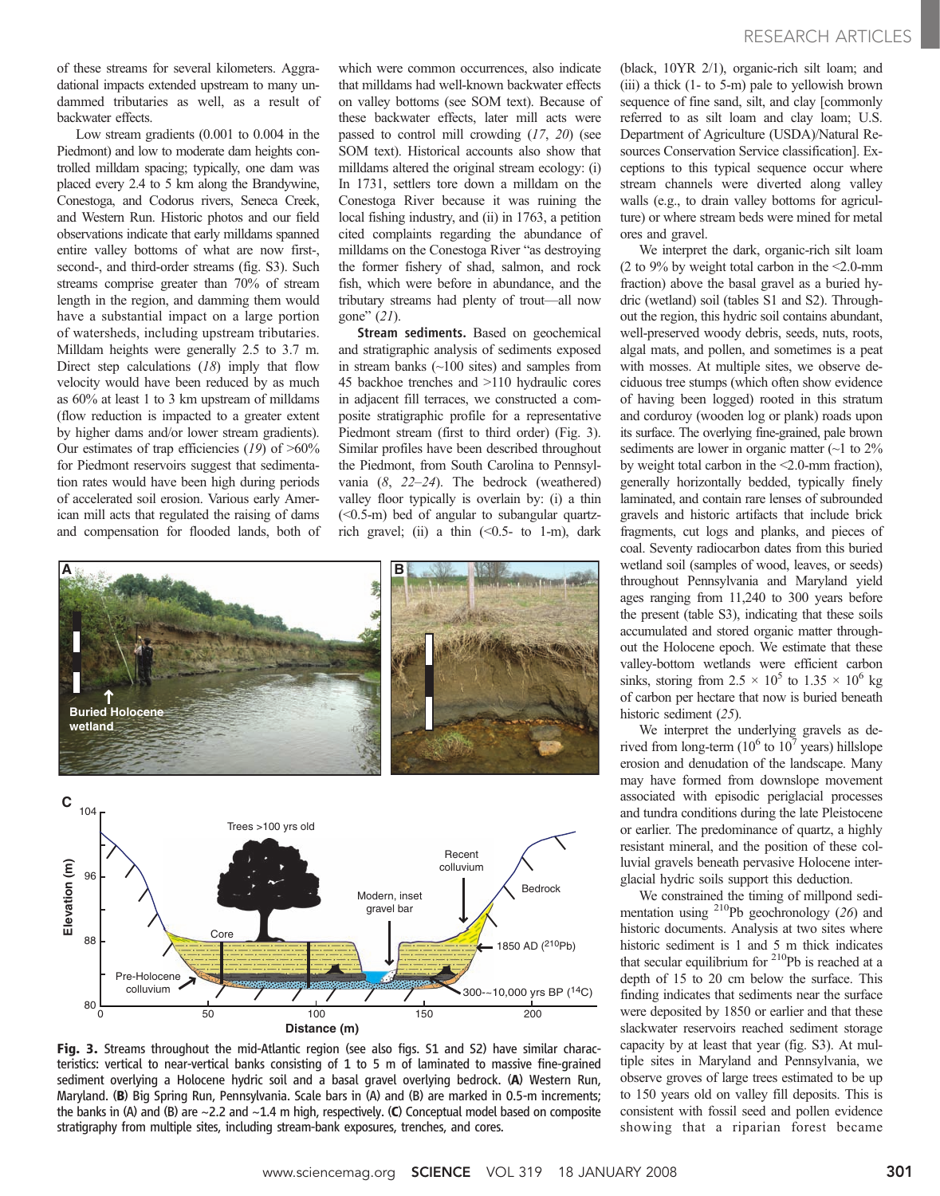of these streams for several kilometers. Aggradational impacts extended upstream to many undammed tributaries as well, as a result of backwater effects.

Low stream gradients (0.001 to 0.004 in the Piedmont) and low to moderate dam heights controlled milldam spacing; typically, one dam was placed every 2.4 to 5 km along the Brandywine, Conestoga, and Codorus rivers, Seneca Creek, and Western Run. Historic photos and our field observations indicate that early milldams spanned entire valley bottoms of what are now first-, second-, and third-order streams (fig. S3). Such streams comprise greater than 70% of stream length in the region, and damming them would have a substantial impact on a large portion of watersheds, including upstream tributaries. Milldam heights were generally 2.5 to 3.7 m. Direct step calculations (*18*) imply that flow velocity would have been reduced by as much as 60% at least 1 to 3 km upstream of milldams (flow reduction is impacted to a greater extent by higher dams and/or lower stream gradients). Our estimates of trap efficiencies (*19*) of >60% for Piedmont reservoirs suggest that sedimentation rates would have been high during periods of accelerated soil erosion. Various early American mill acts that regulated the raising of dams and compensation for flooded lands, both of which were common occurrences, also indicate that milldams had well-known backwater effects on valley bottoms (see SOM text). Because of these backwater effects, later mill acts were passed to control mill crowding (*17*, *20*) (see SOM text). Historical accounts also show that milldams altered the original stream ecology: (i) In 1731, settlers tore down a milldam on the Conestoga River because it was ruining the local fishing industry, and (ii) in 1763, a petition cited complaints regarding the abundance of milldams on the Conestoga River "as destroying the former fishery of shad, salmon, and rock fish, which were before in abundance, and the tributary streams had plenty of trout—all now gone" (*21*).

**Stream sediments.** Based on geochemical and stratigraphic analysis of sediments exposed in stream banks (~100 sites) and samples from 45 backhoe trenches and >110 hydraulic cores in adjacent fill terraces, we constructed a composite stratigraphic profile for a representative Piedmont stream (first to third order) (Fig. 3). Similar profiles have been described throughout the Piedmont, from South Carolina to Pennsylvania (*8*, *22*–*24*). The bedrock (weathered) valley floor typically is overlain by: (i) a thin (<0.5-m) bed of angular to subangular quartz-rich gravel; (ii) a thin (<0.5- to 1-m), dark (black, 10YR 2/1), organic-rich silt loam; and (iii) a thick (1- to 5-m) pale to yellowish brown sequence of fine sand, silt, and clay [commonly referred to as silt loam and clay loam; U.S. Department of Agriculture (USDA)/Natural Resources Conservation Service classification]. Exceptions to this typical sequence occur where stream channels were diverted along valley walls (e.g., to drain valley bottoms for agriculture) or where stream beds were mined for metal ores and gravel.

We interpret the dark, organic-rich silt loam (2 to 9% by weight total carbon in the <2.0-mm fraction) above the basal gravel as a buried hydric (wetland) soil (tables S1 and S2). Throughout the region, this hydric soil contains abundant, well-preserved woody debris, seeds, nuts, roots, algal mats, and pollen, and sometimes is a peat with mosses. At multiple sites, we observe deciduous tree stumps (which often show evidence of having been logged) rooted in this stratum and corduroy (wooden log or plank) roads upon its surface. The overlying fine-grained, pale brown sediments are lower in organic matter (~1 to 2% by weight total carbon in the <2.0-mm fraction), generally horizontally bedded, typically finely laminated, and contain rare lenses of subrounded gravels and historic artifacts that include brick fragments, cut logs and planks, and pieces of coal. Seventy radiocarbon dates from this buried wetland soil (samples of wood, leaves, or seeds) throughout Pennsylvania and Maryland yield ages ranging from 11,240 to 300 years before the present (table S3), indicating that these soils accumulated and stored organic matter throughout the Holocene epoch. We estimate that these valley-bottom wetlands were efficient carbon sinks, storing from $2.5 \times 10^5$ to $1.35 \times 10^6$ kg of carbon per hectare that now is buried beneath historic sediment (*25*).

We interpret the underlying gravels as derived from long-term ($10^6$ to $10^7$ years) hillslope erosion and denudation of the landscape. Many may have formed from downslope movement associated with episodic periglacial processes and tundra conditions during the late Pleistocene or earlier. The predominance of quartz, a highly resistant mineral, and the position of these colluvial gravels beneath pervasive Holocene interglacial hydric soils support this deduction.

We constrained the timing of millpond sedimentation using $^{210}$Pb geochronology (*26*) and historic documents. Analysis at two sites where historic sediment is 1 and 5 m thick indicates that secular equilibrium for $^{210}$Pb is reached at a depth of 15 to 20 cm below the surface. This finding indicates that sediments near the surface were deposited by 1850 or earlier and that these slackwater reservoirs reached sediment storage capacity by at least that year (fig. S3). At multiple sites in Maryland and Pennsylvania, we observe groves of large trees estimated to be up to 150 years old on valley fill deposits. This is consistent with fossil seed and pollen evidence showing that a riparian forest became

**Fig. 3.** Streams throughout the mid-Atlantic region (see also figs. S1 and S2) have similar characteristics: vertical to near-vertical banks consisting of 1 to 5 m of laminated to massive fine-grained sediment overlying a Holocene hydric soil and a basal gravel overlying bedrock. (**A**) Western Run, Maryland. (**B**) Big Spring Run, Pennsylvania. Scale bars in (A) and (B) are marked in 0.5-m increments; the banks in (A) and (B) are ~2.2 and ~1.4 m high, respectively. (**C**) Conceptual model based on composite stratigraphy from multiple sites, including stream-bank exposures, trenches, and cores.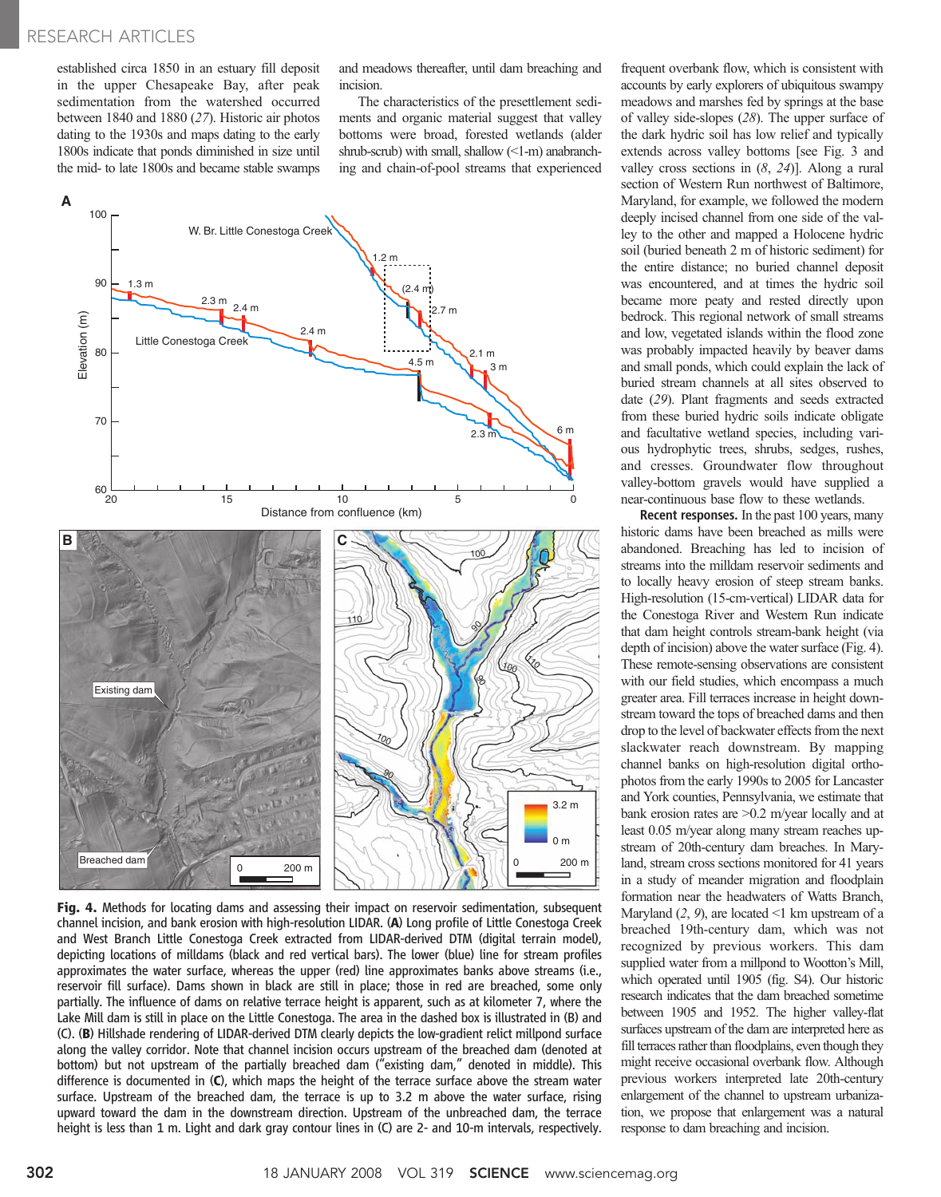established circa 1850 in an estuary fill deposit in the upper Chesapeake Bay, after peak sedimentation from the watershed occurred between 1840 and 1880 (27). Historic air photos dating to the 1930s and maps dating to the early 1800s indicate that ponds diminished in size until the mid- to late 1800s and became stable swamps and meadows thereafter, until dam breaching and incision.

The characteristics of the presettlement sediments and organic material suggest that valley bottoms were broad, forested wetlands (alder shrub-scrub) with small, shallow (<1-m) anabranching and chain-of-pool streams that experienced frequent overbank flow, which is consistent with accounts by early explorers of ubiquitous swampy meadows and marshes fed by springs at the base of valley side-slopes (28). The upper surface of the dark hydric soil has low relief and typically extends across valley bottoms [see Fig. 3 and valley cross sections in (8, 24)]. Along a rural section of Western Run northwest of Baltimore, Maryland, for example, we followed the modern deeply incised channel from one side of the valley to the other and mapped a Holocene hydric soil (buried beneath 2 m of historic sediment) for the entire distance; no buried channel deposit was encountered, and at times the hydric soil became more peaty and rested directly upon bedrock. This regional network of small streams and low, vegetated islands within the flood zone was probably impacted heavily by beaver dams and small ponds, which could explain the lack of buried stream channels at all sites observed to date (29). Plant fragments and seeds extracted from these buried hydric soils indicate obligate and facultative wetland species, including various hydrophytic trees, shrubs, sedges, rushes, and cresses. Groundwater flow throughout valley-bottom gravels would have supplied a near-continuous base flow to these wetlands.

**Recent responses.** In the past 100 years, many historic dams have been breached as mills were abandoned. Breaching has led to incision of streams into the milldam reservoir sediments and to locally heavy erosion of steep stream banks. High-resolution (15-cm-vertical) LIDAR data for the Conestoga River and Western Run indicate that dam height controls stream-bank height (via depth of incision) above the water surface (Fig. 4). These remote-sensing observations are consistent with our field studies, which encompass a much greater area. Fill terraces increase in height downstream toward the tops of breached dams and then drop to the level of backwater effects from the next slackwater reach downstream. By mapping channel banks on high-resolution digital orthophotos from the early 1990s to 2005 for Lancaster and York counties, Pennsylvania, we estimate that bank erosion rates are >0.2 m/year locally and at least 0.05 m/year along many stream reaches upstream of 20th-century dam breaches. In Maryland, stream cross sections monitored for 41 years in a study of meander migration and floodplain formation near the headwaters of Watts Branch, Maryland (2, 9), are located <1 km upstream of a breached 19th-century dam, which was not recognized by previous workers. This dam supplied water from a millpond to Wootton's Mill, which operated until 1905 (fig. S4). Our historic research indicates that the dam breached sometime between 1905 and 1952. The higher valley-flat surfaces upstream of the dam are interpreted here as fill terraces rather than floodplains, even though they might receive occasional overbank flow. Although previous workers interpreted late 20th-century enlargement of the channel to upstream urbanization, we propose that enlargement was a natural response to dam breaching and incision.

**Fig. 4.** Methods for locating dams and assessing their impact on reservoir sedimentation, subsequent channel incision, and bank erosion with high-resolution LIDAR. (**A**) Long profile of Little Conestoga Creek and West Branch Little Conestoga Creek extracted from LIDAR-derived DTM (digital terrain model), depicting locations of milldams (black and red vertical bars). The lower (blue) line for stream profiles approximates the water surface, whereas the upper (red) line approximates banks above streams (i.e., reservoir fill surface). Dams shown in black are still in place; those in red are breached, some only partially. The influence of dams on relative terrace height is apparent, such as at kilometer 7, where the Lake Mill dam is still in place on the Little Conestoga. The area in the dashed box is illustrated in (B) and (C). (**B**) Hillshade rendering of LIDAR-derived DTM clearly depicts the low-gradient relict millpond surface along the valley corridor. Note that channel incision occurs upstream of the breached dam (denoted at bottom) but not upstream of the partially breached dam ("existing dam," denoted in middle). This difference is documented in (**C**), which maps the height of the terrace surface above the stream water surface. Upstream of the breached dam, the terrace is up to 3.2 m above the water surface, rising upward toward the dam in the downstream direction. Upstream of the unbreached dam, the terrace height is less than 1 m. Light and dark gray contour lines in (C) are 2- and 10-m intervals, respectively.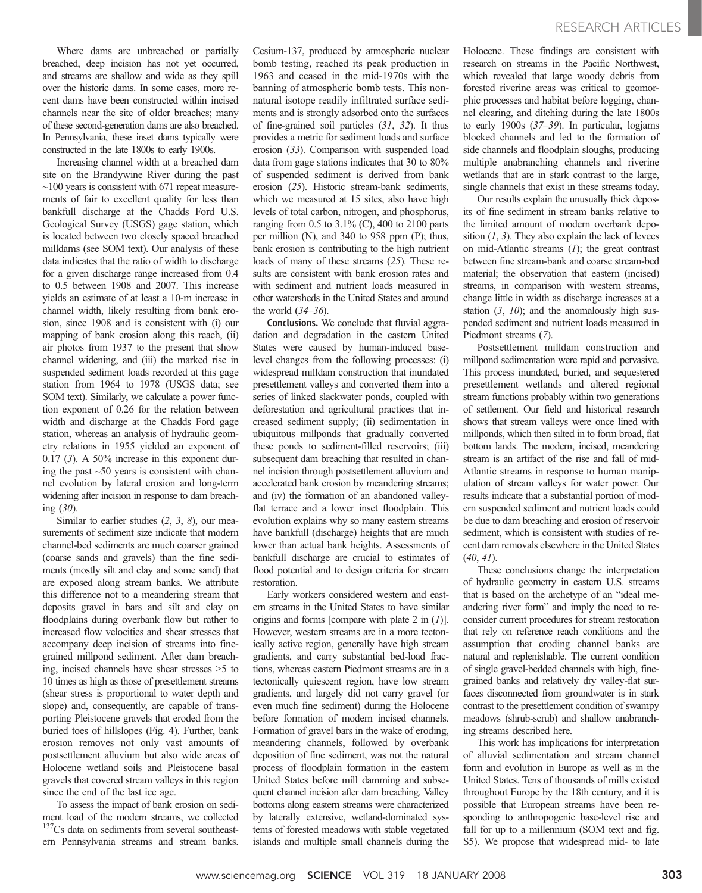Where dams are unbreached or partially breached, deep incision has not yet occurred, and streams are shallow and wide as they spill over the historic dams. In some cases, more recent dams have been constructed within incised channels near the site of older breaches; many of these second-generation dams are also breached. In Pennsylvania, these inset dams typically were constructed in the late 1800s to early 1900s.

Increasing channel width at a breached dam site on the Brandywine River during the past ~100 years is consistent with 671 repeat measurements of fair to excellent quality for less than bankfull discharge at the Chadds Ford U.S. Geological Survey (USGS) gage station, which is located between two closely spaced breached milldams (see SOM text). Our analysis of these data indicates that the ratio of width to discharge for a given discharge range increased from 0.4 to 0.5 between 1908 and 2007. This increase yields an estimate of at least a 10-m increase in channel width, likely resulting from bank erosion, since 1908 and is consistent with (i) our mapping of bank erosion along this reach, (ii) air photos from 1937 to the present that show channel widening, and (iii) the marked rise in suspended sediment loads recorded at this gage station from 1964 to 1978 (USGS data; see SOM text). Similarly, we calculate a power function exponent of 0.26 for the relation between width and discharge at the Chadds Ford gage station, whereas an analysis of hydraulic geometry relations in 1955 yielded an exponent of 0.17 (*3*). A 50% increase in this exponent during the past ~50 years is consistent with channel evolution by lateral erosion and long-term widening after incision in response to dam breaching (*30*).

Similar to earlier studies (*2*, *3*, *8*), our measurements of sediment size indicate that modern channel-bed sediments are much coarser grained (coarse sands and gravels) than the fine sediments (mostly silt and clay and some sand) that are exposed along stream banks. We attribute this difference not to a meandering stream that deposits gravel in bars and silt and clay on floodplains during overbank flow but rather to increased flow velocities and shear stresses that accompany deep incision of streams into fine-grained millpond sediment. After dam breaching, incised channels have shear stresses >5 to 10 times as high as those of presettlement streams (shear stress is proportional to water depth and slope) and, consequently, are capable of transporting Pleistocene gravels that eroded from the buried toes of hillslopes (Fig. 4). Further, bank erosion removes not only vast amounts of postsettlement alluvium but also wide areas of Holocene wetland soils and Pleistocene basal gravels that covered stream valleys in this region since the end of the last ice age.

To assess the impact of bank erosion on sediment load of the modern streams, we collected $^{137}$Cs data on sediments from several southeastern Pennsylvania streams and stream banks. Cesium-137, produced by atmospheric nuclear bomb testing, reached its peak production in 1963 and ceased in the mid-1970s with the banning of atmospheric bomb tests. This nonnatural isotope readily infiltrated surface sediments and is strongly adsorbed onto the surfaces of fine-grained soil particles (*31*, *32*). It thus provides a metric for sediment loads and surface erosion (*33*). Comparison with suspended load data from gage stations indicates that 30 to 80% of suspended sediment is derived from bank erosion (*25*). Historic stream-bank sediments, which we measured at 15 sites, also have high levels of total carbon, nitrogen, and phosphorus, ranging from 0.5 to 3.1% (C), 400 to 2100 parts per million (N), and 340 to 958 ppm (P); thus, bank erosion is contributing to the high nutrient loads of many of these streams (*25*). These results are consistent with bank erosion rates and with sediment and nutrient loads measured in other watersheds in the United States and around the world (*34*–*36*).

**Conclusions.** We conclude that fluvial aggradation and degradation in the eastern United States were caused by human-induced base-level changes from the following processes: (i) widespread milldam construction that inundated presettlement valleys and converted them into a series of linked slackwater ponds, coupled with deforestation and agricultural practices that increased sediment supply; (ii) sedimentation in ubiquitous millponds that gradually converted these ponds to sediment-filled reservoirs; (iii) subsequent dam breaching that resulted in channel incision through postsettlement alluvium and accelerated bank erosion by meandering streams; and (iv) the formation of an abandoned valley-flat terrace and a lower inset floodplain. This evolution explains why so many eastern streams have bankfull (discharge) heights that are much lower than actual bank heights. Assessments of bankfull discharge are crucial to estimates of flood potential and to design criteria for stream restoration.

Early workers considered western and eastern streams in the United States to have similar origins and forms [compare with plate 2 in (*1*)]. However, western streams are in a more tectonically active region, generally have high stream gradients, and carry substantial bed-load fractions, whereas eastern Piedmont streams are in a tectonically quiescent region, have low stream gradients, and largely did not carry gravel (or even much fine sediment) during the Holocene before formation of modern incised channels. Formation of gravel bars in the wake of eroding, meandering channels, followed by overbank deposition of fine sediment, was not the natural process of floodplain formation in the eastern United States before mill damming and subsequent channel incision after dam breaching. Valley bottoms along eastern streams were characterized by laterally extensive, wetland-dominated systems of forested meadows with stable vegetated islands and multiple small channels during the Holocene. These findings are consistent with research on streams in the Pacific Northwest, which revealed that large woody debris from forested riverine areas was critical to geomorphic processes and habitat before logging, channel clearing, and ditching during the late 1800s to early 1900s (*37*–*39*). In particular, logjams blocked channels and led to the formation of side channels and floodplain sloughs, producing multiple anabranching channels and riverine wetlands that are in stark contrast to the large, single channels that exist in these streams today.

Our results explain the unusually thick deposits of fine sediment in stream banks relative to the limited amount of modern overbank deposition (*1*, *3*). They also explain the lack of levees on mid-Atlantic streams (*1*); the great contrast between fine stream-bank and coarse stream-bed material; the observation that eastern (incised) streams, in comparison with western streams, change little in width as discharge increases at a station (*3*, *10*); and the anomalously high suspended sediment and nutrient loads measured in Piedmont streams (*7*).

Postsettlement milldam construction and millpond sedimentation were rapid and pervasive. This process inundated, buried, and sequestered presettlement wetlands and altered regional stream functions probably within two generations of settlement. Our field and historical research shows that stream valleys were once lined with millponds, which then silted in to form broad, flat bottom lands. The modern, incised, meandering stream is an artifact of the rise and fall of mid-Atlantic streams in response to human manipulation of stream valleys for water power. Our results indicate that a substantial portion of modern suspended sediment and nutrient loads could be due to dam breaching and erosion of reservoir sediment, which is consistent with studies of recent dam removals elsewhere in the United States (*40*, *41*).

These conclusions change the interpretation of hydraulic geometry in eastern U.S. streams that is based on the archetype of an "ideal meandering river form" and imply the need to reconsider current procedures for stream restoration that rely on reference reach conditions and the assumption that eroding channel banks are natural and replenishable. The current condition of single gravel-bedded channels with high, fine-grained banks and relatively dry valley-flat surfaces disconnected from groundwater is in stark contrast to the presettlement condition of swampy meadows (shrub-scrub) and shallow anabranching streams described here.

This work has implications for interpretation of alluvial sedimentation and stream channel form and evolution in Europe as well as in the United States. Tens of thousands of mills existed throughout Europe by the 18th century, and it is possible that European streams have been responding to anthropogenic base-level rise and fall for up to a millennium (SOM text and fig. S5). We propose that widespread mid- to late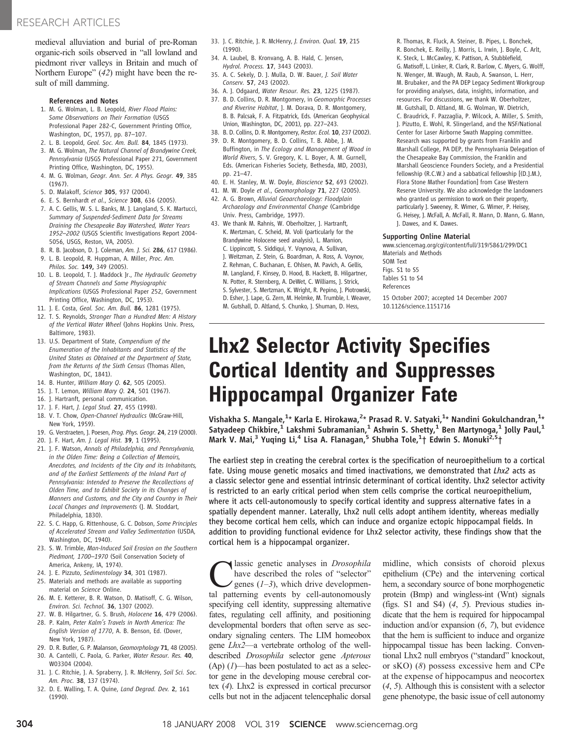medieval alluviation and burial of pre-Roman organic-rich soils observed in "all lowland and piedmont river valleys in Britain and much of Northern Europe" (*42*) might have been the result of mill damming.

### References and Notes

1. M. G. Wolman, L. B. Leopold, *River Flood Plains: Some Observations on Their Formation* (USGS Professional Paper 282-C, Government Printing Office, Washington, DC, 1957), pp. 87–107.
2. L. B. Leopold, *Geol. Soc. Am. Bull.* **84**, 1845 (1973).
3. M. G. Wolman, *The Natural Channel of Brandywine Creek, Pennsylvania* (USGS Professional Paper 271, Government Printing Office, Washington, DC, 1955).
4. M. G. Wolman, *Geogr. Ann. Ser. A Phys. Geogr.* **49**, 385 (1967).
5. D. Malakoff, *Science* **305**, 937 (2004).
6. E. S. Bernhardt *et al.*, *Science* **308**, 636 (2005).
7. A. C. Gellis, W. S. L. Banks, M. J. Langland, S. K. Martucci, *Summary of Suspended-Sediment Data for Streams Draining the Chesapeake Bay Watershed, Water Years 1952–2002* (USGS Scientific Investigations Report 2004-5056, USGS, Reston, VA, 2005).
8. R. B. Jacobson, D. J. Coleman, *Am. J. Sci.* **286**, 617 (1986).
9. L. B. Leopold, R. Huppman, A. Miller, *Proc. Am. Philos. Soc.* **149**, 349 (2005).
10. L. B. Leopold, T. J. Maddock Jr., *The Hydraulic Geometry of Stream Channels and Some Physiographic Implications* (USGS Professional Paper 252, Government Printing Office, Washington, DC, 1953).
11. J. E. Costa, *Geol. Soc. Am. Bull.* **86**, 1281 (1975).
12. T. S. Reynolds, *Stronger Than a Hundred Men: A History of the Vertical Water Wheel* (Johns Hopkins Univ. Press, Baltimore, 1983).
13. U.S. Department of State, *Compendium of the Enumeration of the Inhabitants and Statistics of the United States as Obtained at the Department of State, from the Returns of the Sixth Census* (Thomas Allen, Washington, DC, 1841).
14. B. Hunter, *William Mary Q.* **62**, 505 (2005).
15. J. T. Lemon, *William Mary Q.* **24**, 501 (1967).
16. J. Hartranft, personal communication.
17. J. F. Hart, *J. Legal Stud.* **27**, 455 (1998).
18. V. T. Chow, *Open-Channel Hydraulics* (McGraw-Hill, New York, 1959).
19. G. Verstraeten, J. Poesen, *Prog. Phys. Geogr.* **24**, 219 (2000).
20. J. F. Hart, *Am. J. Legal Hist.* **39**, 1 (1995).
21. J. F. Watson, *Annals of Philadelphia, and Pennsylvania, in the Olden Time: Being a Collection of Memoirs, Anecdotes, and Incidents of the City and its Inhabitants, and of the Earliest Settlements of the Inland Part of Pennsylvania: Intended to Preserve the Recollections of Olden Time, and to Exhibit Society in its Changes of Manners and Customs, and the City and Country in Their Local Changes and Improvements* (J. M. Stoddart, Philadelphia, 1830).
22. S. C. Happ, G. Rittenhouse, G. C. Dobson, *Some Principles of Accelerated Stream and Valley Sedimentation* (USDA, Washington, DC, 1940).
23. S. W. Trimble, *Man-Induced Soil Erosion on the Southern Piedmont, 1700–1970* (Soil Conservation Society of America, Ankeny, IA, 1974).
24. J. E. Pizzuto, *Sedimentology* **34**, 301 (1987).
25. Materials and methods are available as supporting material on *Science* Online.
26. M. E. Ketterer, B. R. Watson, D. Matisoff, C. G. Wilson, *Environ. Sci. Technol.* **36**, 1307 (2002).
27. W. B. Hilgartner, G. S. Brush, *Holocene* **16**, 479 (2006).
28. P. Kalm, *Peter Kalm's Travels in North America: The English Version of 1770*, A. B. Benson, Ed. (Dover, New York, 1987).
29. D. R. Butler, G. P. Malanson, *Geomorphology* **71**, 48 (2005).
30. A. Cantelli, C. Paola, G. Parker, *Water Resour. Res.* **40**, W03304 (2004).
31. J. C. Ritchie, J. A. Spraberry, J. R. McHenry, *Soil Sci. Soc. Am. Proc.* **38**, 137 (1974).
32. D. E. Walling, T. A. Quine, *Land Degrad. Dev.* **2**, 161 (1990).
33. J. C. Ritchie, J. R. McHenry, *J. Environ. Qual.* **19**, 215 (1990).
34. A. Laubel, B. Kronvang, A. B. Hald, C. Jensen, *Hydrol. Process.* **17**, 3443 (2003).
35. A. C. Sekely, D. J. Mulla, D. W. Bauer, *J. Soil Water Conserv.* **57**, 243 (2002).
36. A. J. Odgaard, *Water Resour. Res.* **23**, 1225 (1987).
37. B. D. Collins, D. R. Montgomery, in *Geomorphic Processes and Riverine Habitat*, J. M. Dorava, D. R. Montgomery, B. B. Palcsak, F. A. Fitzpatrick, Eds. (American Geophysical Union, Washington, DC, 2001), pp. 227–243.
38. B. D. Collins, D. R. Montgomery, *Restor. Ecol.* **10**, 237 (2002).
39. D. R. Montgomery, B. D. Collins, T. B. Abbe, J. M. Buffington, in *The Ecology and Management of Wood in World Rivers*, S. V. Gregory, K. L. Boyer, A. M. Gurnell, Eds. (American Fisheries Society, Bethesda, MD, 2003), pp. 21–47.
40. E. H. Stanley, M. W. Doyle, *Bioscience* **52**, 693 (2002).
41. M. W. Doyle *et al.*, *Geomorphology* **71**, 227 (2005).
42. A. G. Brown, *Alluvial Geoarchaeology: Floodplain Archaeology and Environmental Change* (Cambridge Univ. Press, Cambridge, 1997).
43. We thank M. Rahnis, W. Oberholtzer, J. Hartranft, K. Mertzman, C. Scheid, M. Voli (particularly for the Brandywine Holocene seed analysis), L. Manion, C. Lippincott, S. Siddiqui, Y. Voynova, A. Sullivan, J. Weitzman, Z. Stein, G. Boardman, A. Ross, A. Voynov, Z. Rehman, C. Buchanan, E. Ohlsen, M. Pavich, A. Gellis, M. Langland, F. Kinsey, D. Hood, B. Hackett, B. Hilgartner, N. Potter, R. Sternberg, A. DeWet, C. Williams, J. Strick, S. Sylvester, S. Mertzman, K. Wright, R. Pepino, J. Piotrowski, D. Esher, J. Lape, G. Zern, M. Helmke, M. Trumble, I. Weaver, M. Gutshall, D. Altland, S. Chunko, J. Shuman, D. Hess, R. Thomas, R. Fluck, A. Steiner, B. Pipes, L. Bonchek, R. Bonchek, E. Reilly, J. Morris, L. Irwin, J. Boyle, C. Arlt, K. Steck, L. McCawley, K. Pattison, A. Stubblefield, G. Matisoff, L. Linker, R. Clark, R. Barlow, C. Myers, G. Wolff, N. Wenger, M. Waugh, M. Raub, A. Swanson, L. Herr, M. Brubaker, and the PA DEP Legacy Sediment Workgroup for providing analyses, data, insights, information, and resources. For discussions, we thank W. Oberholtzer, M. Gutshall, D. Altland, M. G. Wolman, W. Dietrich, C. Braudrick, F. Pazzaglia, P. Wilcock, A. Miller, S. Smith, J. Pizutto, E. Wohl, R. Slingerland, and the NSF/National Center for Laser Airborne Swath Mapping committee. Research was supported by grants from Franklin and Marshall College, PA DEP, the Pennsylvania Delegation of the Chesapeake Bay Commission, the Franklin and Marshall Geoscience Founders Society, and a Presidential fellowship (R.C.W.) and a sabbatical fellowship [(D.J.M.), Flora Stone Mather Foundation] from Case Western Reserve University. We also acknowledge the landowners who granted us permission to work on their property, particularly J. Sweeney, R. Wimer, G. Wimer, P. Heisey, G. Heisey, J. McFall, A. McFall, R. Mann, D. Mann, G. Mann, J. Dawes, and K. Dawes.

### Supporting Online Material

www.sciencemag.org/cgi/content/full/319/5861/299/DC1
Materials and Methods
SOM Text
Figs. S1 to S5
Tables S1 to S4
References

15 October 2007; accepted 14 December 2007
10.1126/science.1151716

# Lhx2 Selector Activity Specifies Cortical Identity and Suppresses Hippocampal Organizer Fate

**Vishakha S. Mangale,[1]\* Karla E. Hirokawa,[2]\* Prasad R. V. Satyaki,[1]\* Nandini Gokulchandran,[1]\* Satyadeep Chikbire,[1] Lakshmi Subramanian,[1] Ashwin S. Shetty,[1] Ben Martynoga,[1] Jolly Paul,[1] Mark V. Mai,[3] Yuqing Li,[4] Lisa A. Flanagan,[5] Shubha Tole,[1]† Edwin S. Monuki[2,5]†**

The earliest step in creating the cerebral cortex is the specification of neuroepithelium to a cortical fate. Using mouse genetic mosaics and timed inactivations, we demonstrated that *Lhx2* acts as a classic selector gene and essential intrinsic determinant of cortical identity. Lhx2 selector activity is restricted to an early critical period when stem cells comprise the cortical neuroepithelium, where it acts cell-autonomously to specify cortical identity and suppress alternative fates in a spatially dependent manner. Laterally, Lhx2 null cells adopt antihem identity, whereas medially they become cortical hem cells, which can induce and organize ectopic hippocampal fields. In addition to providing functional evidence for Lhx2 selector activity, these findings show that the cortical hem is a hippocampal organizer.

Classic genetic analyses in *Drosophila* have described the roles of "selector" genes (*1*–*3*), which drive developmental patterning events by cell-autonomously specifying cell identity, suppressing alternative fates, regulating cell affinity, and positioning developmental borders that often serve as secondary signaling centers. The LIM homeobox gene *Lhx2*—a vertebrate ortholog of the well-described *Drosophila* selector gene *Apterous* (Ap) (*1*)—has been postulated to act as a selector gene in the developing mouse cerebral cortex (*4*). Lhx2 is expressed in cortical precursor cells but not in the adjacent telencephalic dorsal midline, which consists of choroid plexus epithelium (CPe) and the intervening cortical hem, a secondary source of bone morphogenetic protein (Bmp) and wingless-int (Wnt) signals (figs. S1 and S4) (*4*, *5*). Previous studies indicate that the hem is required for hippocampal induction and/or expansion (*6*, *7*), but evidence that the hem is sufficient to induce and organize hippocampal tissue has been lacking. Conventional Lhx2 null embryos ("standard" knockout, or sKO) (*8*) possess excessive hem and CPe at the expense of hippocampus and neocortex (*4*, *5*). Although this is consistent with a selector gene phenotype, the basic issue of cell autonomy